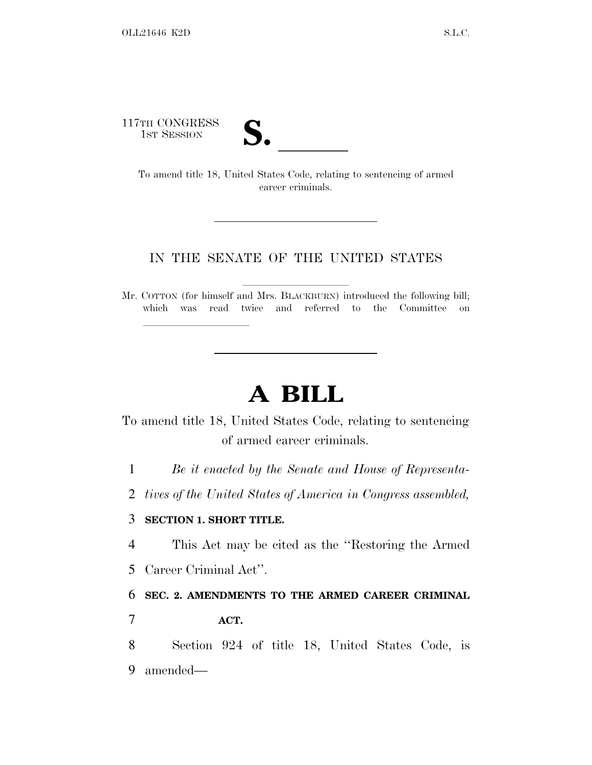117TH CONGRESS
1ST SESSION

**S. \_\_\_\_\_\_**

To amend title 18, United States Code, relating to sentencing of armed career criminals.

---

IN THE SENATE OF THE UNITED STATES

Mr. COTTON (for himself and Mrs. BLACKBURN) introduced the following bill; which was read twice and referred to the Committee on \_\_\_\_\_\_\_\_\_\_\_\_\_\_\_\_

---

# A BILL

To amend title 18, United States Code, relating to sentencing of armed career criminals.

1 *Be it enacted by the Senate and House of Representa-*
2 *tives of the United States of America in Congress assembled,*

3 **SECTION 1. SHORT TITLE.**

4 This Act may be cited as the ''Restoring the Armed
5 Career Criminal Act''.

6 **SEC. 2. AMENDMENTS TO THE ARMED CAREER CRIMINAL**
7 **ACT.**

8 Section 924 of title 18, United States Code, is
9 amended—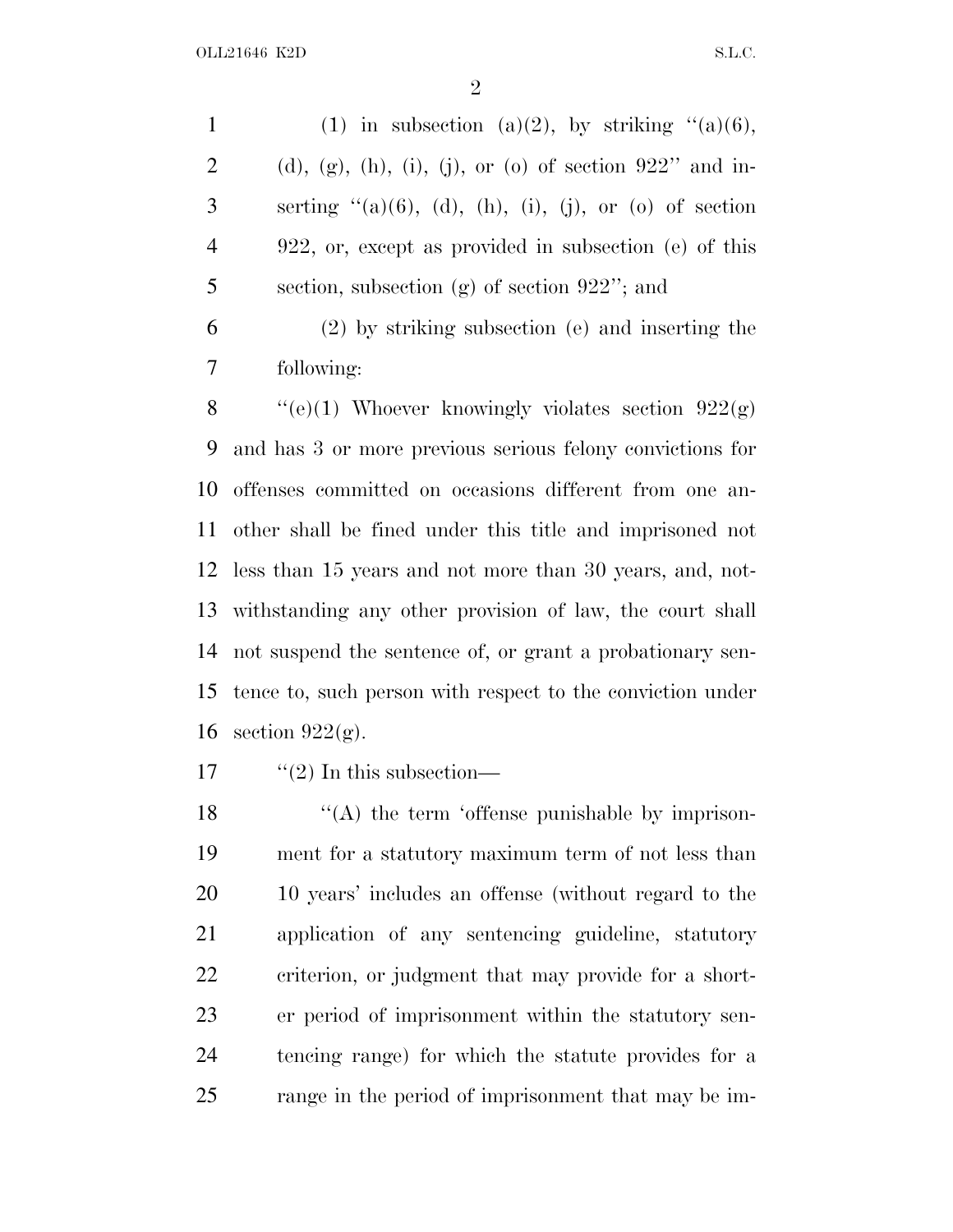(1) in subsection (a)(2), by striking "(a)(6), (d), (g), (h), (i), (j), or (o) of section 922" and inserting "(a)(6), (d), (h), (i), (j), or (o) of section 922, or, except as provided in subsection (e) of this section, subsection (g) of section 922"; and

(2) by striking subsection (e) and inserting the following:

"(e)(1) Whoever knowingly violates section 922(g) and has 3 or more previous serious felony convictions for offenses committed on occasions different from one another shall be fined under this title and imprisoned not less than 15 years and not more than 30 years, and, notwithstanding any other provision of law, the court shall not suspend the sentence of, or grant a probationary sentence to, such person with respect to the conviction under section 922(g).

"(2) In this subsection—

"(A) the term 'offense punishable by imprisonment for a statutory maximum term of not less than 10 years' includes an offense (without regard to the application of any sentencing guideline, statutory criterion, or judgment that may provide for a shorter period of imprisonment within the statutory sentencing range) for which the statute provides for a range in the period of imprisonment that may be im-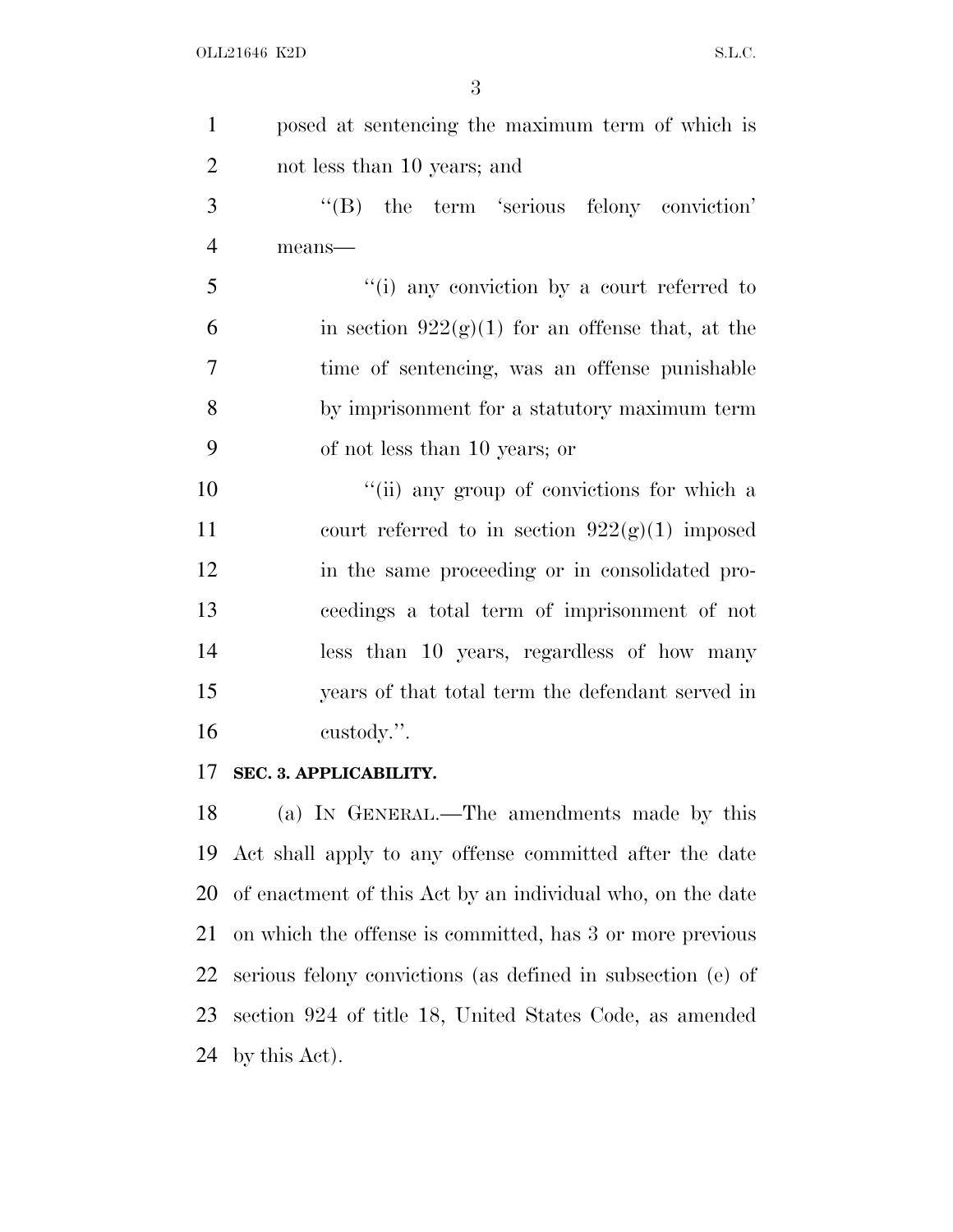posed at sentencing the maximum term of which is not less than 10 years; and

"(B) the term 'serious felony conviction' means—

"(i) any conviction by a court referred to in section 922(g)(1) for an offense that, at the time of sentencing, was an offense punishable by imprisonment for a statutory maximum term of not less than 10 years; or

"(ii) any group of convictions for which a court referred to in section 922(g)(1) imposed in the same proceeding or in consolidated proceedings a total term of imprisonment of not less than 10 years, regardless of how many years of that total term the defendant served in custody.".

**SEC. 3. APPLICABILITY.**

(a) IN GENERAL.—The amendments made by this Act shall apply to any offense committed after the date of enactment of this Act by an individual who, on the date on which the offense is committed, has 3 or more previous serious felony convictions (as defined in subsection (e) of section 924 of title 18, United States Code, as amended by this Act).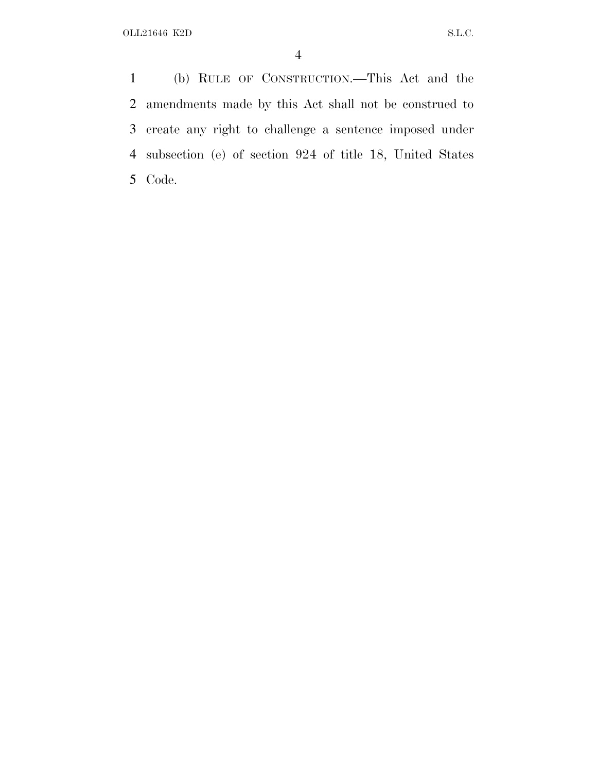(b) RULE OF CONSTRUCTION.—This Act and the amendments made by this Act shall not be construed to create any right to challenge a sentence imposed under subsection (e) of section 924 of title 18, United States Code.